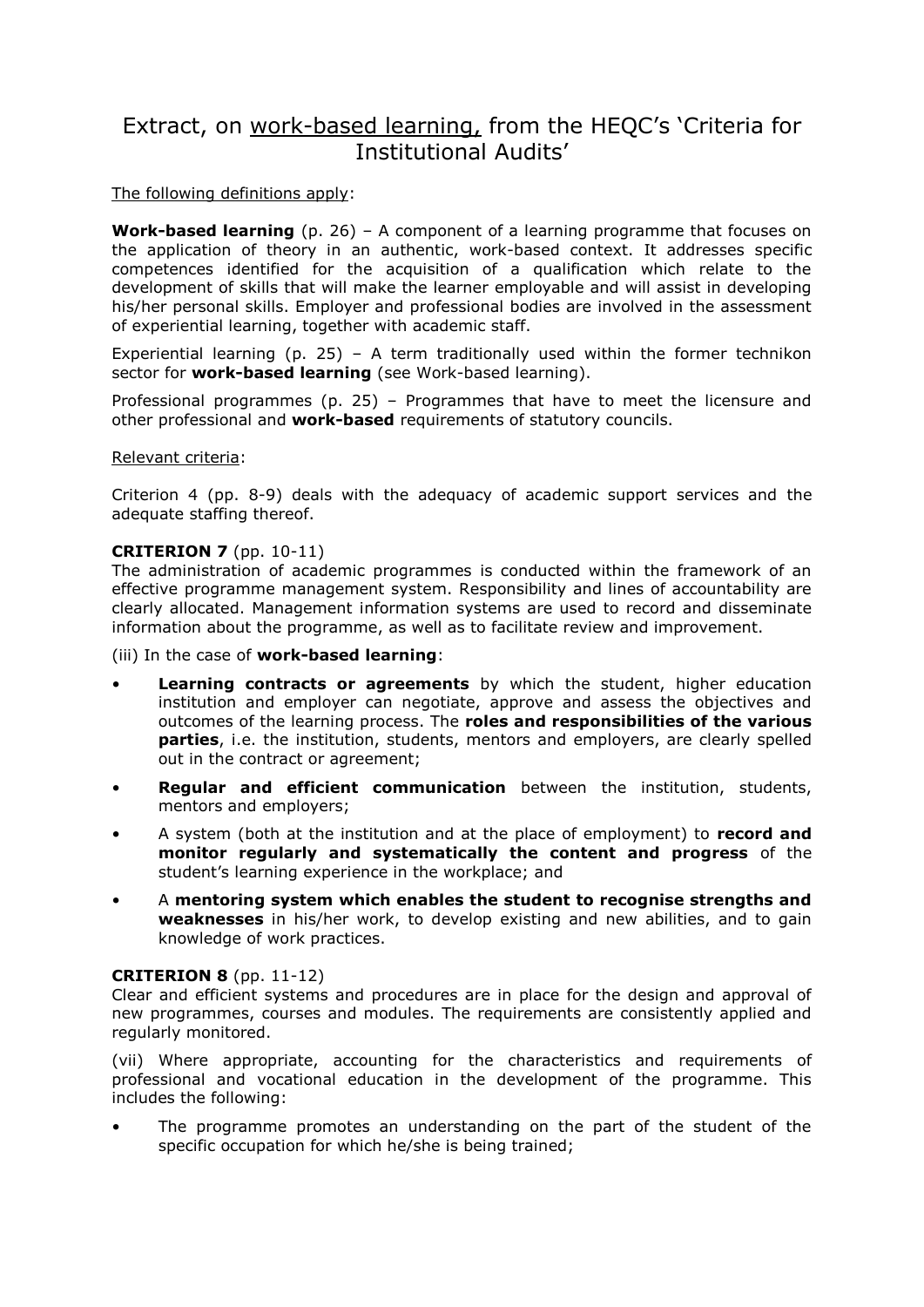# Extract, on <u>work-based learning,</u> from the HEQC's 'Criteria for Institutional Audits'

<u>The following definitions apply</u>:

**Work-based learning** (p. 26) – A component of a learning programme that focuses on the application of theory in an authentic, work-based context. It addresses specific competences identified for the acquisition of a qualification which relate to the development of skills that will make the learner employable and will assist in developing his/her personal skills. Employer and professional bodies are involved in the assessment of experiential learning, together with academic staff.

Experiential learning (p. 25) – A term traditionally used within the former technikon sector for **work-based learning** (see Work-based learning).

Professional programmes (p. 25) – Programmes that have to meet the licensure and other professional and **work-based** requirements of statutory councils.

<u>Relevant criteria</u>:

Criterion 4 (pp. 8-9) deals with the adequacy of academic support services and the adequate staffing thereof.

**CRITERION 7** (pp. 10-11)
The administration of academic programmes is conducted within the framework of an effective programme management system. Responsibility and lines of accountability are clearly allocated. Management information systems are used to record and disseminate information about the programme, as well as to facilitate review and improvement.

(iii) In the case of **work-based learning**:

- **Learning contracts or agreements** by which the student, higher education institution and employer can negotiate, approve and assess the objectives and outcomes of the learning process. The **roles and responsibilities of the various parties**, i.e. the institution, students, mentors and employers, are clearly spelled out in the contract or agreement;
- **Regular and efficient communication** between the institution, students, mentors and employers;
- A system (both at the institution and at the place of employment) to **record and monitor regularly and systematically the content and progress** of the student's learning experience in the workplace; and
- A **mentoring system which enables the student to recognise strengths and weaknesses** in his/her work, to develop existing and new abilities, and to gain knowledge of work practices.

**CRITERION 8** (pp. 11-12)
Clear and efficient systems and procedures are in place for the design and approval of new programmes, courses and modules. The requirements are consistently applied and regularly monitored.

(vii) Where appropriate, accounting for the characteristics and requirements of professional and vocational education in the development of the programme. This includes the following:

- The programme promotes an understanding on the part of the student of the specific occupation for which he/she is being trained;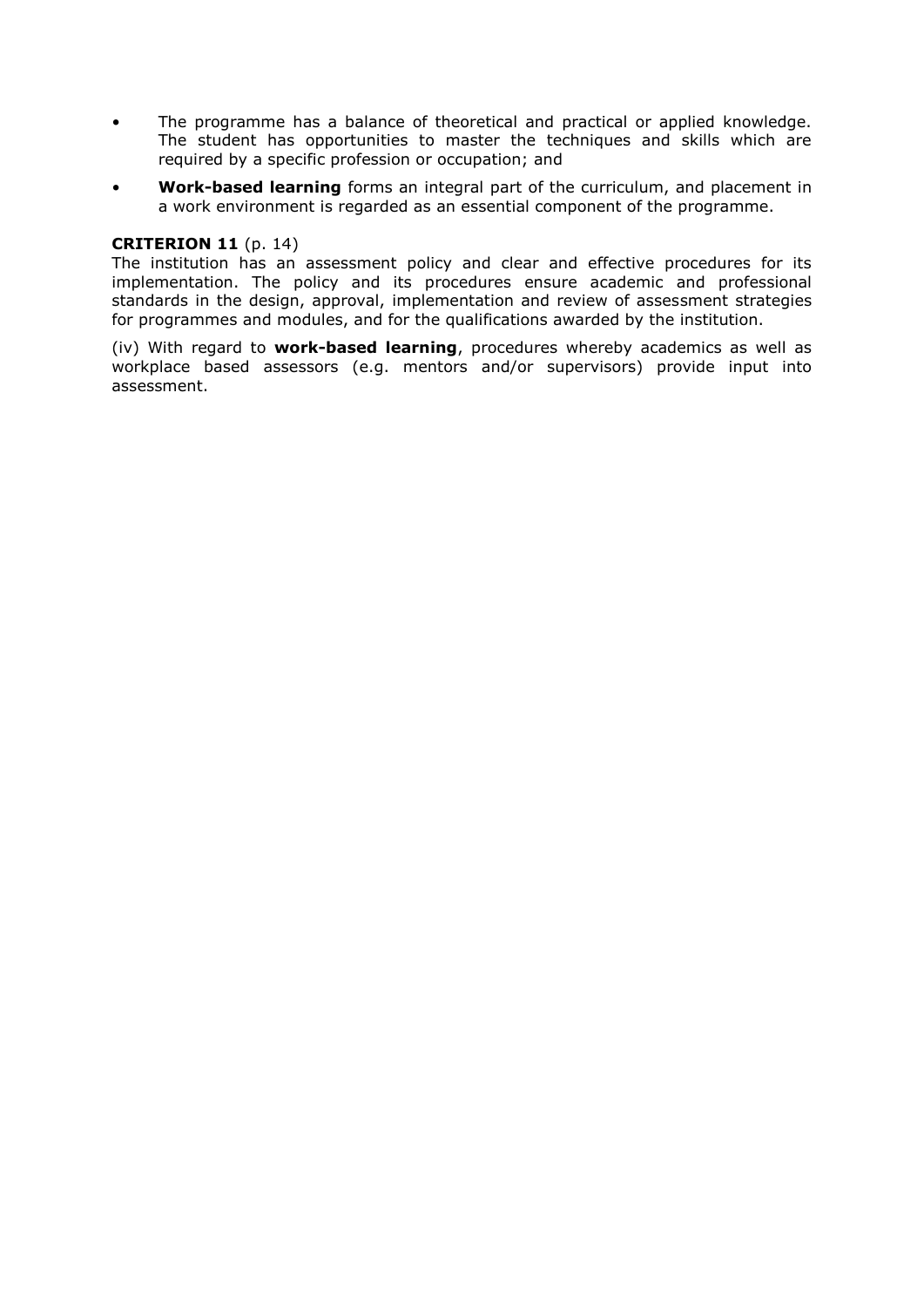- The programme has a balance of theoretical and practical or applied knowledge. The student has opportunities to master the techniques and skills which are required by a specific profession or occupation; and
- **Work-based learning** forms an integral part of the curriculum, and placement in a work environment is regarded as an essential component of the programme.

**CRITERION 11** (p. 14)
The institution has an assessment policy and clear and effective procedures for its implementation. The policy and its procedures ensure academic and professional standards in the design, approval, implementation and review of assessment strategies for programmes and modules, and for the qualifications awarded by the institution.

(iv) With regard to **work-based learning**, procedures whereby academics as well as workplace based assessors (e.g. mentors and/or supervisors) provide input into assessment.